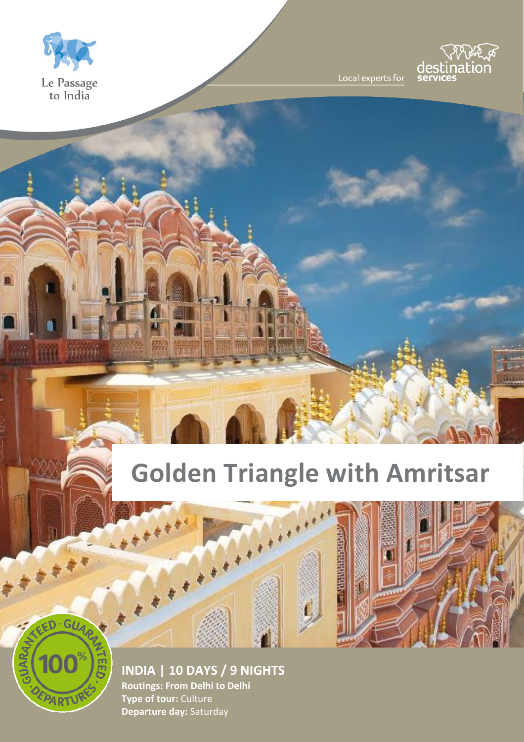Le Passage to India

Local experts for destination services

# Golden Triangle with Amritsar

100% GUARANTEED · GUARANTEED · DEPARTURES

## INDIA | 10 DAYS / 9 NIGHTS

**Routings: From Delhi to Delhi**
**Type of tour:** Culture
**Departure day:** Saturday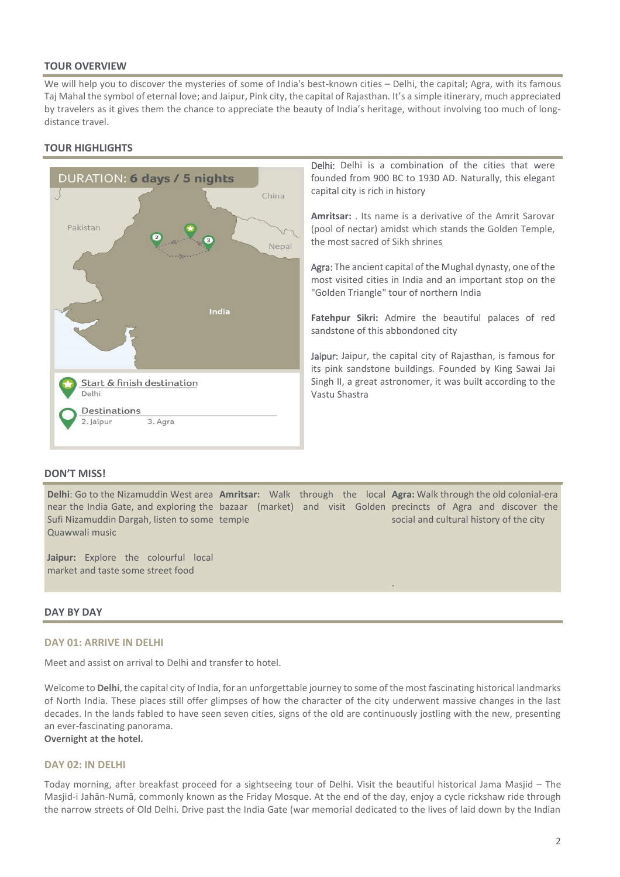## TOUR OVERVIEW

We will help you to discover the mysteries of some of India's best-known cities – Delhi, the capital; Agra, with its famous Taj Mahal the symbol of eternal love; and Jaipur, Pink city, the capital of Rajasthan. It's a simple itinerary, much appreciated by travelers as it gives them the chance to appreciate the beauty of India's heritage, without involving too much of long-distance travel.

## TOUR HIGHLIGHTS

DURATION: **6 days / 5 nights**

China
Pakistan
Nepal
India

Start & finish destination
Delhi

Destinations
2. Jaipur 3. Agra

Delhi: Delhi is a combination of the cities that were founded from 900 BC to 1930 AD. Naturally, this elegant capital city is rich in history

**Amritsar:** . Its name is a derivative of the Amrit Sarovar (pool of nectar) amidst which stands the Golden Temple, the most sacred of Sikh shrines

Agra: The ancient capital of the Mughal dynasty, one of the most visited cities in India and an important stop on the "Golden Triangle" tour of northern India

**Fatehpur Sikri:** Admire the beautiful palaces of red sandstone of this abbondoned city

Jaipur: Jaipur, the capital city of Rajasthan, is famous for its pink sandstone buildings. Founded by King Sawai Jai Singh II, a great astronomer, it was built according to the Vastu Shastra

## DON'T MISS!

**Delhi**: Go to the Nizamuddin West area near the India Gate, and exploring the Sufi Nizamuddin Dargah, listen to some Quawwali music

**Jaipur:** Explore the colourful local market and taste some street food

**Amritsar:** Walk through the local bazaar (market) and visit Golden temple

**Agra:** Walk through the old colonial-era precincts of Agra and discover the social and cultural history of the city

## DAY BY DAY

### DAY 01: ARRIVE IN DELHI

Meet and assist on arrival to Delhi and transfer to hotel.

Welcome to **Delhi**, the capital city of India, for an unforgettable journey to some of the most fascinating historical landmarks of North India. These places still offer glimpses of how the character of the city underwent massive changes in the last decades. In the lands fabled to have seen seven cities, signs of the old are continuously jostling with the new, presenting an ever-fascinating panorama.
**Overnight at the hotel.**

### DAY 02: IN DELHI

Today morning, after breakfast proceed for a sightseeing tour of Delhi. Visit the beautiful historical Jama Masjid – The Masjid-i Jahān-Numā, commonly known as the Friday Mosque. At the end of the day, enjoy a cycle rickshaw ride through the narrow streets of Old Delhi. Drive past the India Gate (war memorial dedicated to the lives of laid down by the Indian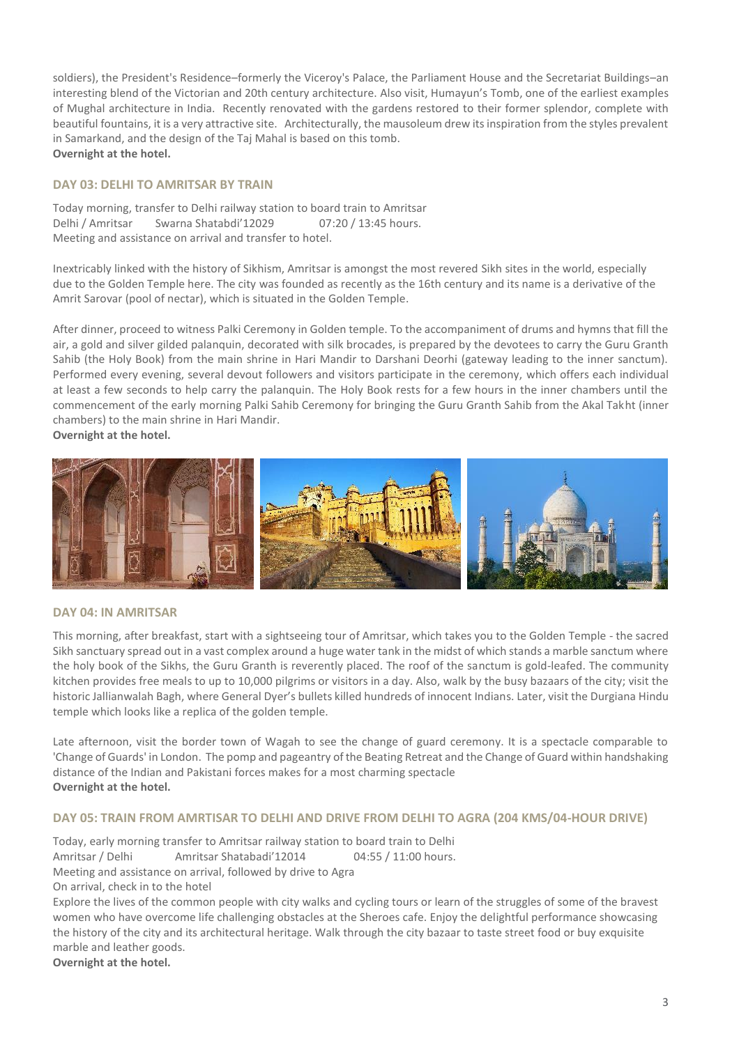soldiers), the President's Residence–formerly the Viceroy's Palace, the Parliament House and the Secretariat Buildings–an interesting blend of the Victorian and 20th century architecture. Also visit, Humayun's Tomb, one of the earliest examples of Mughal architecture in India. Recently renovated with the gardens restored to their former splendor, complete with beautiful fountains, it is a very attractive site. Architecturally, the mausoleum drew its inspiration from the styles prevalent in Samarkand, and the design of the Taj Mahal is based on this tomb.
**Overnight at the hotel.**

### DAY 03: DELHI TO AMRITSAR BY TRAIN

Today morning, transfer to Delhi railway station to board train to Amritsar
Delhi / Amritsar Swarna Shatabdi'12029 07:20 / 13:45 hours.
Meeting and assistance on arrival and transfer to hotel.

Inextricably linked with the history of Sikhism, Amritsar is amongst the most revered Sikh sites in the world, especially due to the Golden Temple here. The city was founded as recently as the 16th century and its name is a derivative of the Amrit Sarovar (pool of nectar), which is situated in the Golden Temple.

After dinner, proceed to witness Palki Ceremony in Golden temple. To the accompaniment of drums and hymns that fill the air, a gold and silver gilded palanquin, decorated with silk brocades, is prepared by the devotees to carry the Guru Granth Sahib (the Holy Book) from the main shrine in Hari Mandir to Darshani Deorhi (gateway leading to the inner sanctum). Performed every evening, several devout followers and visitors participate in the ceremony, which offers each individual at least a few seconds to help carry the palanquin. The Holy Book rests for a few hours in the inner chambers until the commencement of the early morning Palki Sahib Ceremony for bringing the Guru Granth Sahib from the Akal Takht (inner chambers) to the main shrine in Hari Mandir.
**Overnight at the hotel.**

### DAY 04: IN AMRITSAR

This morning, after breakfast, start with a sightseeing tour of Amritsar, which takes you to the Golden Temple - the sacred Sikh sanctuary spread out in a vast complex around a huge water tank in the midst of which stands a marble sanctum where the holy book of the Sikhs, the Guru Granth is reverently placed. The roof of the sanctum is gold-leafed. The community kitchen provides free meals to up to 10,000 pilgrims or visitors in a day. Also, walk by the busy bazaars of the city; visit the historic Jallianwalah Bagh, where General Dyer's bullets killed hundreds of innocent Indians. Later, visit the Durgiana Hindu temple which looks like a replica of the golden temple.

Late afternoon, visit the border town of Wagah to see the change of guard ceremony. It is a spectacle comparable to 'Change of Guards' in London. The pomp and pageantry of the Beating Retreat and the Change of Guard within handshaking distance of the Indian and Pakistani forces makes for a most charming spectacle
**Overnight at the hotel.**

### DAY 05: TRAIN FROM AMRTSAR TO DELHI AND DRIVE FROM DELHI TO AGRA (204 KMS/04-HOUR DRIVE)

Today, early morning transfer to Amritsar railway station to board train to Delhi
Amritsar / Delhi Amritsar Shatabadi'12014 04:55 / 11:00 hours.
Meeting and assistance on arrival, followed by drive to Agra
On arrival, check in to the hotel
Explore the lives of the common people with city walks and cycling tours or learn of the struggles of some of the bravest women who have overcome life challenging obstacles at the Sheroes cafe. Enjoy the delightful performance showcasing the history of the city and its architectural heritage. Walk through the city bazaar to taste street food or buy exquisite marble and leather goods.
**Overnight at the hotel.**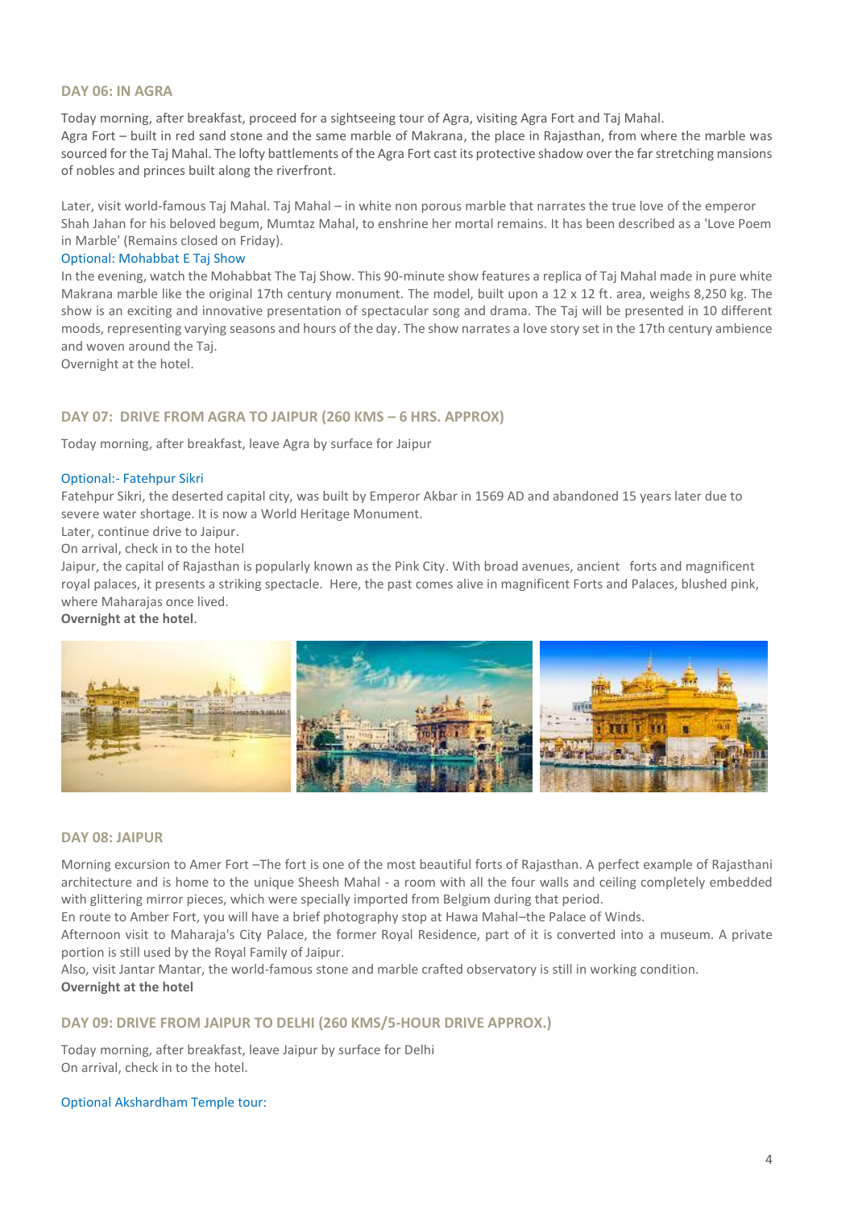## DAY 06: IN AGRA

Today morning, after breakfast, proceed for a sightseeing tour of Agra, visiting Agra Fort and Taj Mahal.
Agra Fort – built in red sand stone and the same marble of Makrana, the place in Rajasthan, from where the marble was sourced for the Taj Mahal. The lofty battlements of the Agra Fort cast its protective shadow over the far stretching mansions of nobles and princes built along the riverfront.

Later, visit world-famous Taj Mahal. Taj Mahal – in white non porous marble that narrates the true love of the emperor Shah Jahan for his beloved begum, Mumtaz Mahal, to enshrine her mortal remains. It has been described as a 'Love Poem in Marble' (Remains closed on Friday).

Optional: Mohabbat E Taj Show

In the evening, watch the Mohabbat The Taj Show. This 90-minute show features a replica of Taj Mahal made in pure white Makrana marble like the original 17th century monument. The model, built upon a 12 x 12 ft. area, weighs 8,250 kg. The show is an exciting and innovative presentation of spectacular song and drama. The Taj will be presented in 10 different moods, representing varying seasons and hours of the day. The show narrates a love story set in the 17th century ambience and woven around the Taj.
Overnight at the hotel.

## DAY 07: DRIVE FROM AGRA TO JAIPUR (260 KMS – 6 HRS. APPROX)

Today morning, after breakfast, leave Agra by surface for Jaipur

Optional:- Fatehpur Sikri

Fatehpur Sikri, the deserted capital city, was built by Emperor Akbar in 1569 AD and abandoned 15 years later due to severe water shortage. It is now a World Heritage Monument.
Later, continue drive to Jaipur.
On arrival, check in to the hotel
Jaipur, the capital of Rajasthan is popularly known as the Pink City. With broad avenues, ancient forts and magnificent royal palaces, it presents a striking spectacle. Here, the past comes alive in magnificent Forts and Palaces, blushed pink, where Maharajas once lived.
**Overnight at the hotel**.

## DAY 08: JAIPUR

Morning excursion to Amer Fort –The fort is one of the most beautiful forts of Rajasthan. A perfect example of Rajasthani architecture and is home to the unique Sheesh Mahal - a room with all the four walls and ceiling completely embedded with glittering mirror pieces, which were specially imported from Belgium during that period.
En route to Amber Fort, you will have a brief photography stop at Hawa Mahal–the Palace of Winds.
Afternoon visit to Maharaja's City Palace, the former Royal Residence, part of it is converted into a museum. A private portion is still used by the Royal Family of Jaipur.
Also, visit Jantar Mantar, the world-famous stone and marble crafted observatory is still in working condition.
**Overnight at the hotel**

## DAY 09: DRIVE FROM JAIPUR TO DELHI (260 KMS/5-HOUR DRIVE APPROX.)

Today morning, after breakfast, leave Jaipur by surface for Delhi
On arrival, check in to the hotel.

Optional Akshardham Temple tour: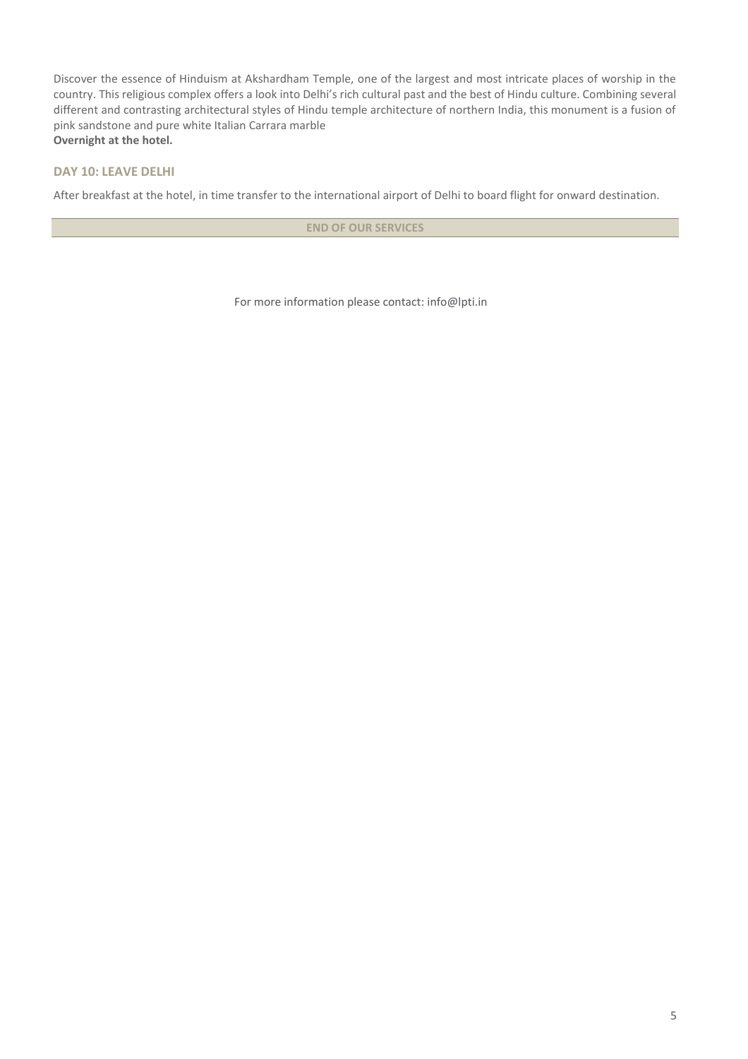Discover the essence of Hinduism at Akshardham Temple, one of the largest and most intricate places of worship in the country. This religious complex offers a look into Delhi's rich cultural past and the best of Hindu culture. Combining several different and contrasting architectural styles of Hindu temple architecture of northern India, this monument is a fusion of pink sandstone and pure white Italian Carrara marble

**Overnight at the hotel.**

### DAY 10: LEAVE DELHI

After breakfast at the hotel, in time transfer to the international airport of Delhi to board flight for onward destination.

**END OF OUR SERVICES**

For more information please contact: info@lpti.in